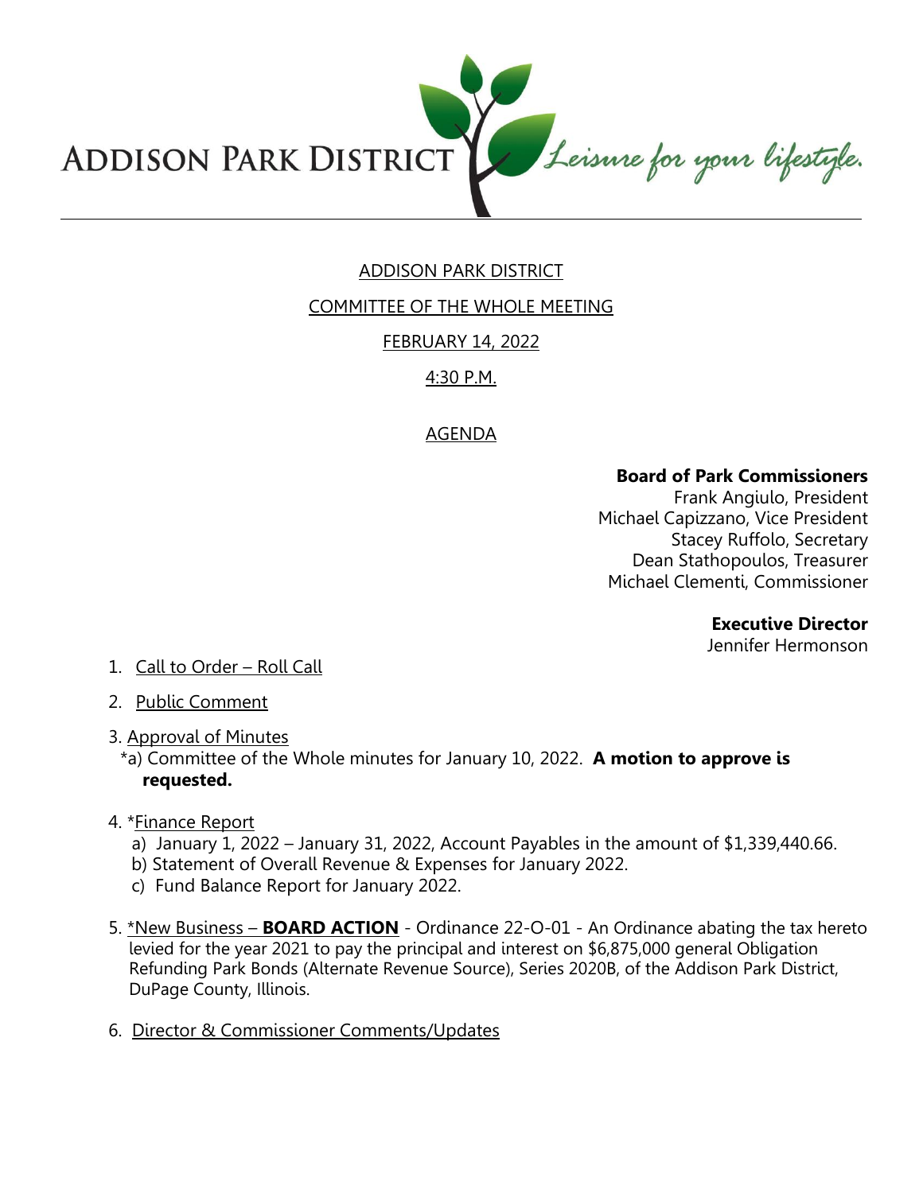ADDISON PARK DISTRICT *Leisure for your lifestyle.*

# ADDISON PARK DISTRICT

## COMMITTEE OF THE WHOLE MEETING

## FEBRUARY 14, 2022

## 4:30 P.M.

## AGENDA

**Board of Park Commissioners**
Frank Angiulo, President
Michael Capizzano, Vice President
Stacey Ruffolo, Secretary
Dean Stathopoulos, Treasurer
Michael Clementi, Commissioner

**Executive Director**
Jennifer Hermonson

1. Call to Order – Roll Call

2. Public Comment

3. Approval of Minutes
   *a) Committee of the Whole minutes for January 10, 2022. **A motion to approve is requested.**

4. *Finance Report
   a) January 1, 2022 – January 31, 2022, Account Payables in the amount of $1,339,440.66.
   b) Statement of Overall Revenue & Expenses for January 2022.
   c) Fund Balance Report for January 2022.

5. *New Business – **BOARD ACTION** - Ordinance 22-O-01 - An Ordinance abating the tax hereto levied for the year 2021 to pay the principal and interest on $6,875,000 general Obligation Refunding Park Bonds (Alternate Revenue Source), Series 2020B, of the Addison Park District, DuPage County, Illinois.

6. Director & Commissioner Comments/Updates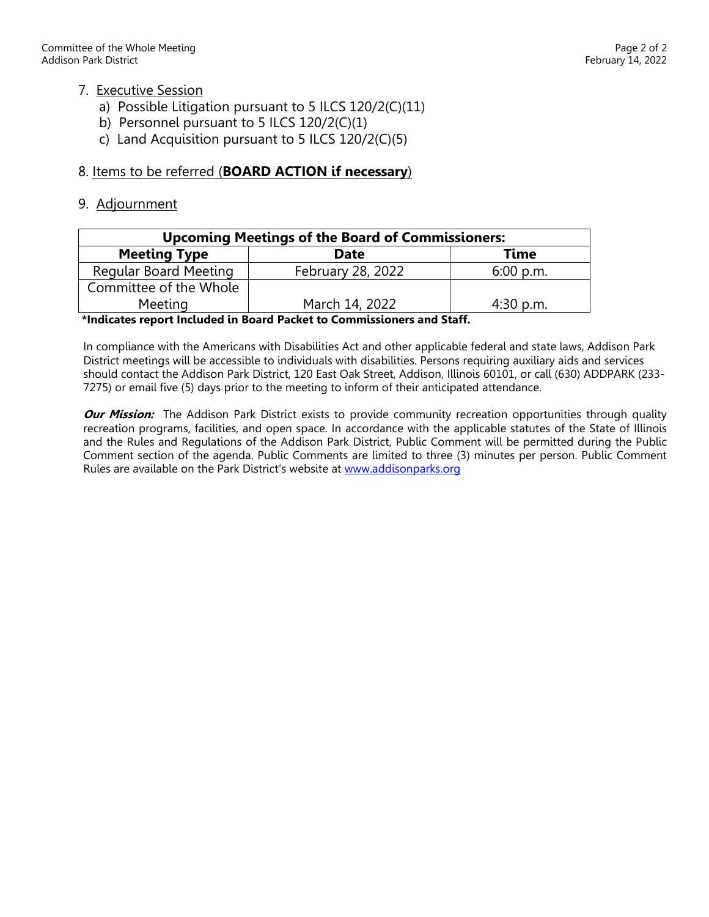7. Executive Session
   a) Possible Litigation pursuant to 5 ILCS 120/2(C)(11)
   b) Personnel pursuant to 5 ILCS 120/2(C)(1)
   c) Land Acquisition pursuant to 5 ILCS 120/2(C)(5)

8. Items to be referred (**BOARD ACTION if necessary**)

9. Adjournment

| **Upcoming Meetings of the Board of Commissioners:** | | |
|---|---|---|
| **Meeting Type** | **Date** | **Time** |
| Regular Board Meeting | February 28, 2022 | 6:00 p.m. |
| Committee of the Whole Meeting | March 14, 2022 | 4:30 p.m. |

**\*Indicates report Included in Board Packet to Commissioners and Staff.**

In compliance with the Americans with Disabilities Act and other applicable federal and state laws, Addison Park District meetings will be accessible to individuals with disabilities. Persons requiring auxiliary aids and services should contact the Addison Park District, 120 East Oak Street, Addison, Illinois 60101, or call (630) ADDPARK (233-7275) or email five (5) days prior to the meeting to inform of their anticipated attendance.

***Our Mission:*** The Addison Park District exists to provide community recreation opportunities through quality recreation programs, facilities, and open space. In accordance with the applicable statutes of the State of Illinois and the Rules and Regulations of the Addison Park District, Public Comment will be permitted during the Public Comment section of the agenda. Public Comments are limited to three (3) minutes per person. Public Comment Rules are available on the Park District's website at www.addisonparks.org